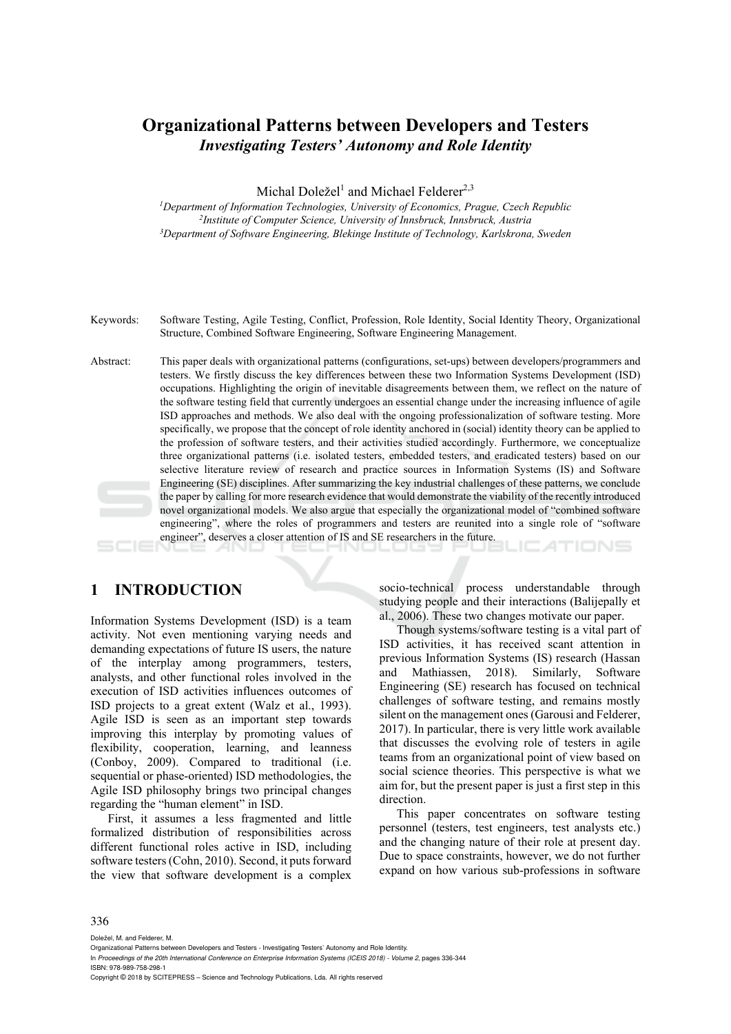# Organizational Patterns between Developers and Testers

## *Investigating Testers' Autonomy and Role Identity*

Michal Doležel[1] and Michael Felderer[2,3]

[1]*Department of Information Technologies, University of Economics, Prague, Czech Republic*
[2]*Institute of Computer Science, University of Innsbruck, Innsbruck, Austria*
[3]*Department of Software Engineering, Blekinge Institute of Technology, Karlskrona, Sweden*

Keywords: Software Testing, Agile Testing, Conflict, Profession, Role Identity, Social Identity Theory, Organizational Structure, Combined Software Engineering, Software Engineering Management.

Abstract: This paper deals with organizational patterns (configurations, set-ups) between developers/programmers and testers. We firstly discuss the key differences between these two Information Systems Development (ISD) occupations. Highlighting the origin of inevitable disagreements between them, we reflect on the nature of the software testing field that currently undergoes an essential change under the increasing influence of agile ISD approaches and methods. We also deal with the ongoing professionalization of software testing. More specifically, we propose that the concept of role identity anchored in (social) identity theory can be applied to the profession of software testers, and their activities studied accordingly. Furthermore, we conceptualize three organizational patterns (i.e. isolated testers, embedded testers, and eradicated testers) based on our selective literature review of research and practice sources in Information Systems (IS) and Software Engineering (SE) disciplines. After summarizing the key industrial challenges of these patterns, we conclude the paper by calling for more research evidence that would demonstrate the viability of the recently introduced novel organizational models. We also argue that especially the organizational model of "combined software engineering", where the roles of programmers and testers are reunited into a single role of "software engineer", deserves a closer attention of IS and SE researchers in the future.

## 1 INTRODUCTION

Information Systems Development (ISD) is a team activity. Not even mentioning varying needs and demanding expectations of future IS users, the nature of the interplay among programmers, testers, analysts, and other functional roles involved in the execution of ISD activities influences outcomes of ISD projects to a great extent (Walz et al., 1993). Agile ISD is seen as an important step towards improving this interplay by promoting values of flexibility, cooperation, learning, and leanness (Conboy, 2009). Compared to traditional (i.e. sequential or phase-oriented) ISD methodologies, the Agile ISD philosophy brings two principal changes regarding the "human element" in ISD.

First, it assumes a less fragmented and little formalized distribution of responsibilities across different functional roles active in ISD, including software testers (Cohn, 2010). Second, it puts forward the view that software development is a complex socio-technical process understandable through studying people and their interactions (Balijepally et al., 2006). These two changes motivate our paper.

Though systems/software testing is a vital part of ISD activities, it has received scant attention in previous Information Systems (IS) research (Hassan and Mathiassen, 2018). Similarly, Software Engineering (SE) research has focused on technical challenges of software testing, and remains mostly silent on the management ones (Garousi and Felderer, 2017). In particular, there is very little work available that discusses the evolving role of testers in agile teams from an organizational point of view based on social science theories. This perspective is what we aim for, but the present paper is just a first step in this direction.

This paper concentrates on software testing personnel (testers, test engineers, test analysts etc.) and the changing nature of their role at present day. Due to space constraints, however, we do not further expand on how various sub-professions in software

Doležel, M. and Felderer, M.
Organizational Patterns between Developers and Testers - Investigating Testers' Autonomy and Role Identity.
In *Proceedings of the 20th International Conference on Enterprise Information Systems (ICEIS 2018) - Volume 2*, pages 336-344
ISBN: 978-989-758-298-1
Copyright © 2018 by SCITEPRESS – Science and Technology Publications, Lda. All rights reserved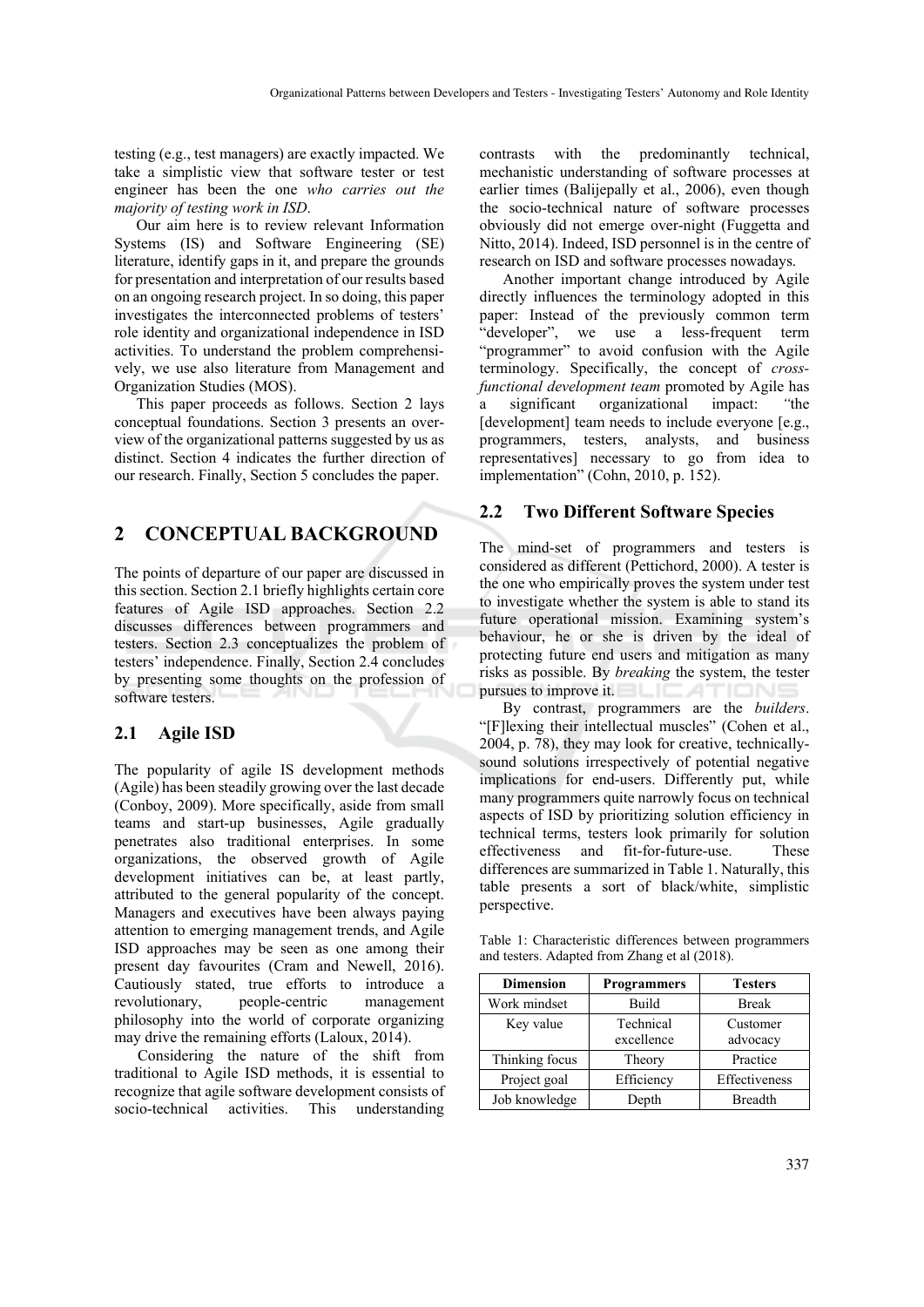testing (e.g., test managers) are exactly impacted. We take a simplistic view that software tester or test engineer has been the one *who carries out the majority of testing work in ISD*.

Our aim here is to review relevant Information Systems (IS) and Software Engineering (SE) literature, identify gaps in it, and prepare the grounds for presentation and interpretation of our results based on an ongoing research project. In so doing, this paper investigates the interconnected problems of testers' role identity and organizational independence in ISD activities. To understand the problem comprehensively, we use also literature from Management and Organization Studies (MOS).

This paper proceeds as follows. Section 2 lays conceptual foundations. Section 3 presents an overview of the organizational patterns suggested by us as distinct. Section 4 indicates the further direction of our research. Finally, Section 5 concludes the paper.

## 2 CONCEPTUAL BACKGROUND

The points of departure of our paper are discussed in this section. Section 2.1 briefly highlights certain core features of Agile ISD approaches. Section 2.2 discusses differences between programmers and testers. Section 2.3 conceptualizes the problem of testers' independence. Finally, Section 2.4 concludes by presenting some thoughts on the profession of software testers.

### 2.1 Agile ISD

The popularity of agile IS development methods (Agile) has been steadily growing over the last decade (Conboy, 2009). More specifically, aside from small teams and start-up businesses, Agile gradually penetrates also traditional enterprises. In some organizations, the observed growth of Agile development initiatives can be, at least partly, attributed to the general popularity of the concept. Managers and executives have been always paying attention to emerging management trends, and Agile ISD approaches may be seen as one among their present day favourites (Cram and Newell, 2016). Cautiously stated, true efforts to introduce a revolutionary, people-centric management philosophy into the world of corporate organizing may drive the remaining efforts (Laloux, 2014).

Considering the nature of the shift from traditional to Agile ISD methods, it is essential to recognize that agile software development consists of socio-technical activities. This understanding contrasts with the predominantly technical, mechanistic understanding of software processes at earlier times (Balijepally et al., 2006), even though the socio-technical nature of software processes obviously did not emerge over-night (Fuggetta and Nitto, 2014). Indeed, ISD personnel is in the centre of research on ISD and software processes nowadays.

Another important change introduced by Agile directly influences the terminology adopted in this paper: Instead of the previously common term "developer", we use a less-frequent term "programmer" to avoid confusion with the Agile terminology. Specifically, the concept of *cross-functional development team* promoted by Agile has a significant organizational impact: "the [development] team needs to include everyone [e.g., programmers, testers, analysts, and business representatives] necessary to go from idea to implementation" (Cohn, 2010, p. 152).

### 2.2 Two Different Software Species

The mind-set of programmers and testers is considered as different (Pettichord, 2000). A tester is the one who empirically proves the system under test to investigate whether the system is able to stand its future operational mission. Examining system's behaviour, he or she is driven by the ideal of protecting future end users and mitigation as many risks as possible. By *breaking* the system, the tester pursues to improve it.

By contrast, programmers are the *builders*. "[F]lexing their intellectual muscles" (Cohen et al., 2004, p. 78), they may look for creative, technically-sound solutions irrespectively of potential negative implications for end-users. Differently put, while many programmers quite narrowly focus on technical aspects of ISD by prioritizing solution efficiency in technical terms, testers look primarily for solution effectiveness and fit-for-future-use. These differences are summarized in Table 1. Naturally, this table presents a sort of black/white, simplistic perspective.

Table 1: Characteristic differences between programmers and testers. Adapted from Zhang et al (2018).

| Dimension | Programmers | Testers |
|---|---|---|
| Work mindset | Build | Break |
| Key value | Technical excellence | Customer advocacy |
| Thinking focus | Theory | Practice |
| Project goal | Efficiency | Effectiveness |
| Job knowledge | Depth | Breadth |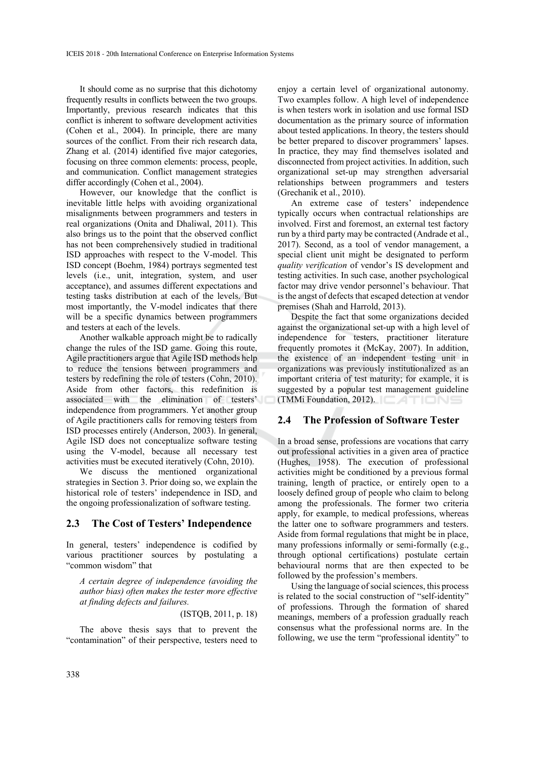It should come as no surprise that this dichotomy frequently results in conflicts between the two groups. Importantly, previous research indicates that this conflict is inherent to software development activities (Cohen et al., 2004). In principle, there are many sources of the conflict. From their rich research data, Zhang et al. (2014) identified five major categories, focusing on three common elements: process, people, and communication. Conflict management strategies differ accordingly (Cohen et al., 2004).

However, our knowledge that the conflict is inevitable little helps with avoiding organizational misalignments between programmers and testers in real organizations (Onita and Dhaliwal, 2011). This also brings us to the point that the observed conflict has not been comprehensively studied in traditional ISD approaches with respect to the V-model. This ISD concept (Boehm, 1984) portrays segmented test levels (i.e., unit, integration, system, and user acceptance), and assumes different expectations and testing tasks distribution at each of the levels. But most importantly, the V-model indicates that there will be a specific dynamics between programmers and testers at each of the levels.

Another walkable approach might be to radically change the rules of the ISD game. Going this route, Agile practitioners argue that Agile ISD methods help to reduce the tensions between programmers and testers by redefining the role of testers (Cohn, 2010). Aside from other factors, this redefinition is associated with the elimination of testers' independence from programmers. Yet another group of Agile practitioners calls for removing testers from ISD processes entirely (Anderson, 2003). In general, Agile ISD does not conceptualize software testing using the V-model, because all necessary test activities must be executed iteratively (Cohn, 2010).

We discuss the mentioned organizational strategies in Section 3. Prior doing so, we explain the historical role of testers' independence in ISD, and the ongoing professionalization of software testing.

## 2.3 The Cost of Testers' Independence

In general, testers' independence is codified by various practitioner sources by postulating a "common wisdom" that

> *A certain degree of independence (avoiding the author bias) often makes the tester more effective at finding defects and failures.*
>
> (ISTQB, 2011, p. 18)

The above thesis says that to prevent the "contamination" of their perspective, testers need to enjoy a certain level of organizational autonomy. Two examples follow. A high level of independence is when testers work in isolation and use formal ISD documentation as the primary source of information about tested applications. In theory, the testers should be better prepared to discover programmers' lapses. In practice, they may find themselves isolated and disconnected from project activities. In addition, such organizational set-up may strengthen adversarial relationships between programmers and testers (Grechanik et al., 2010).

An extreme case of testers' independence typically occurs when contractual relationships are involved. First and foremost, an external test factory run by a third party may be contracted (Andrade et al., 2017). Second, as a tool of vendor management, a special client unit might be designated to perform *quality verification* of vendor's IS development and testing activities. In such case, another psychological factor may drive vendor personnel's behaviour. That is the angst of defects that escaped detection at vendor premises (Shah and Harrold, 2013).

Despite the fact that some organizations decided against the organizational set-up with a high level of independence for testers, practitioner literature frequently promotes it (McKay, 2007). In addition, the existence of an independent testing unit in organizations was previously institutionalized as an important criteria of test maturity; for example, it is suggested by a popular test management guideline (TMMi Foundation, 2012).

## 2.4 The Profession of Software Tester

In a broad sense, professions are vocations that carry out professional activities in a given area of practice (Hughes, 1958). The execution of professional activities might be conditioned by a previous formal training, length of practice, or entirely open to a loosely defined group of people who claim to belong among the professionals. The former two criteria apply, for example, to medical professions, whereas the latter one to software programmers and testers. Aside from formal regulations that might be in place, many professions informally or semi-formally (e.g., through optional certifications) postulate certain behavioural norms that are then expected to be followed by the profession's members.

Using the language of social sciences, this process is related to the social construction of "self-identity" of professions. Through the formation of shared meanings, members of a profession gradually reach consensus what the professional norms are. In the following, we use the term "professional identity" to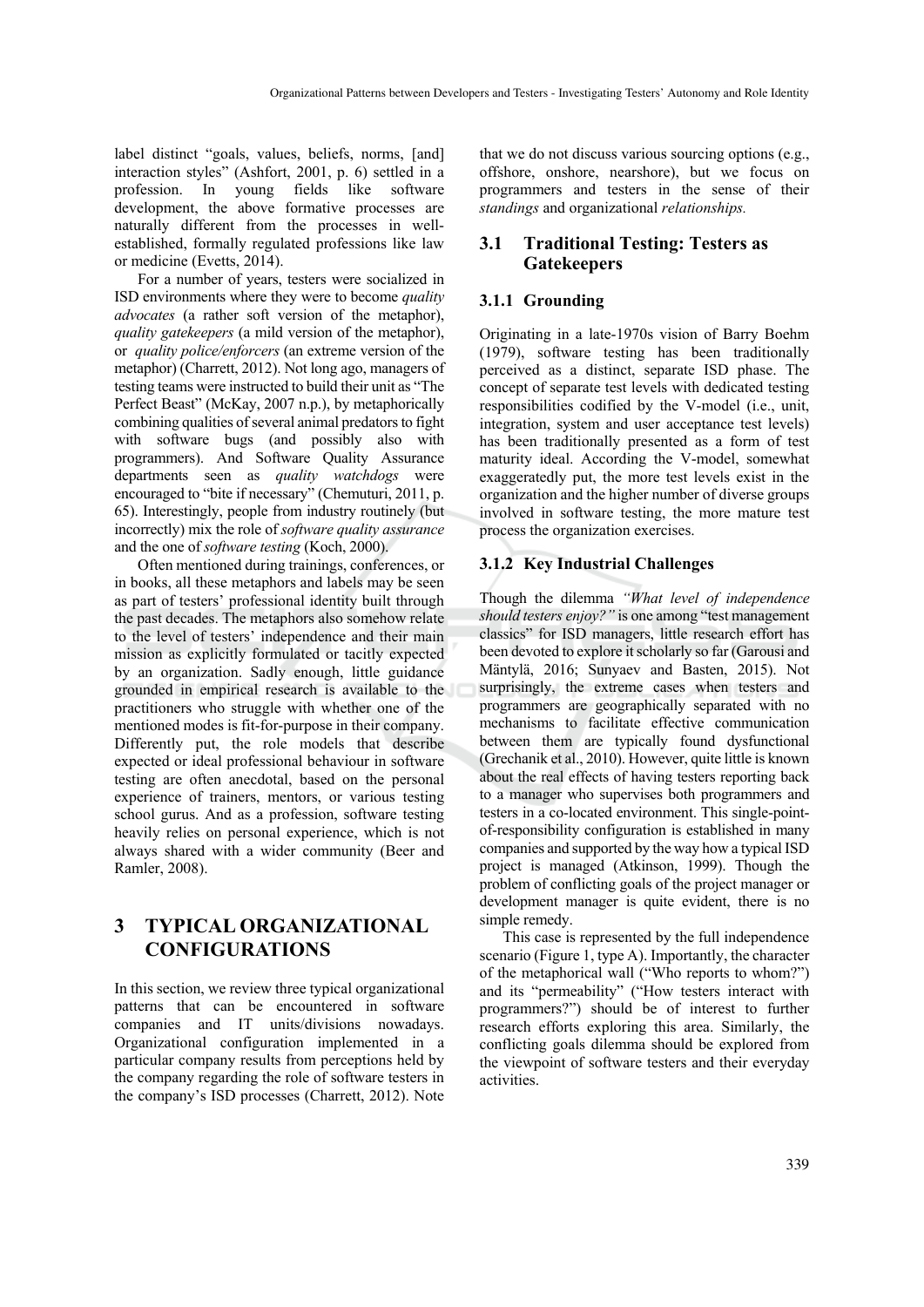label distinct "goals, values, beliefs, norms, [and] interaction styles" (Ashfort, 2001, p. 6) settled in a profession. In young fields like software development, the above formative processes are naturally different from the processes in well-established, formally regulated professions like law or medicine (Evetts, 2014).

For a number of years, testers were socialized in ISD environments where they were to become *quality advocates* (a rather soft version of the metaphor), *quality gatekeepers* (a mild version of the metaphor), or *quality police/enforcers* (an extreme version of the metaphor) (Charrett, 2012). Not long ago, managers of testing teams were instructed to build their unit as "The Perfect Beast" (McKay, 2007 n.p.), by metaphorically combining qualities of several animal predators to fight with software bugs (and possibly also with programmers). And Software Quality Assurance departments seen as *quality watchdogs* were encouraged to "bite if necessary" (Chemuturi, 2011, p. 65). Interestingly, people from industry routinely (but incorrectly) mix the role of *software quality assurance* and the one of *software testing* (Koch, 2000).

Often mentioned during trainings, conferences, or in books, all these metaphors and labels may be seen as part of testers' professional identity built through the past decades. The metaphors also somehow relate to the level of testers' independence and their main mission as explicitly formulated or tacitly expected by an organization. Sadly enough, little guidance grounded in empirical research is available to the practitioners who struggle with whether one of the mentioned modes is fit-for-purpose in their company. Differently put, the role models that describe expected or ideal professional behaviour in software testing are often anecdotal, based on the personal experience of trainers, mentors, or various testing school gurus. And as a profession, software testing heavily relies on personal experience, which is not always shared with a wider community (Beer and Ramler, 2008).

# 3 TYPICAL ORGANIZATIONAL CONFIGURATIONS

In this section, we review three typical organizational patterns that can be encountered in software companies and IT units/divisions nowadays. Organizational configuration implemented in a particular company results from perceptions held by the company regarding the role of software testers in the company's ISD processes (Charrett, 2012). Note that we do not discuss various sourcing options (e.g., offshore, onshore, nearshore), but we focus on programmers and testers in the sense of their *standings* and organizational *relationships.*

## 3.1 Traditional Testing: Testers as Gatekeepers

### 3.1.1 Grounding

Originating in a late-1970s vision of Barry Boehm (1979), software testing has been traditionally perceived as a distinct, separate ISD phase. The concept of separate test levels with dedicated testing responsibilities codified by the V-model (i.e., unit, integration, system and user acceptance test levels) has been traditionally presented as a form of test maturity ideal. According the V-model, somewhat exaggeratedly put, the more test levels exist in the organization and the higher number of diverse groups involved in software testing, the more mature test process the organization exercises.

### 3.1.2 Key Industrial Challenges

Though the dilemma *"What level of independence should testers enjoy?"* is one among "test management classics" for ISD managers, little research effort has been devoted to explore it scholarly so far (Garousi and Mäntylä, 2016; Sunyaev and Basten, 2015). Not surprisingly, the extreme cases when testers and programmers are geographically separated with no mechanisms to facilitate effective communication between them are typically found dysfunctional (Grechanik et al., 2010). However, quite little is known about the real effects of having testers reporting back to a manager who supervises both programmers and testers in a co-located environment. This single-point-of-responsibility configuration is established in many companies and supported by the way how a typical ISD project is managed (Atkinson, 1999). Though the problem of conflicting goals of the project manager or development manager is quite evident, there is no simple remedy.

This case is represented by the full independence scenario (Figure 1, type A). Importantly, the character of the metaphorical wall ("Who reports to whom?") and its "permeability" ("How testers interact with programmers?") should be of interest to further research efforts exploring this area. Similarly, the conflicting goals dilemma should be explored from the viewpoint of software testers and their everyday activities.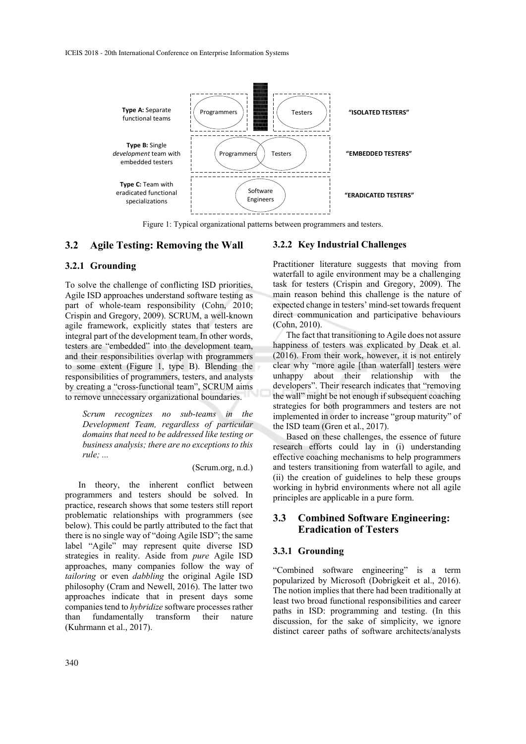Figure 1: Typical organizational patterns between programmers and testers.

### 3.2 Agile Testing: Removing the Wall

#### 3.2.1 Grounding

To solve the challenge of conflicting ISD priorities, Agile ISD approaches understand software testing as part of whole-team responsibility (Cohn, 2010; Crispin and Gregory, 2009). SCRUM, a well-known agile framework, explicitly states that testers are integral part of the development team. In other words, testers are "embedded" into the development team, and their responsibilities overlap with programmers to some extent (Figure 1, type B). Blending the responsibilities of programmers, testers, and analysts by creating a "cross-functional team", SCRUM aims to remove unnecessary organizational boundaries.

> *Scrum recognizes no sub-teams in the Development Team, regardless of particular domains that need to be addressed like testing or business analysis; there are no exceptions to this rule; ...*
>
> (Scrum.org, n.d.)

In theory, the inherent conflict between programmers and testers should be solved. In practice, research shows that some testers still report problematic relationships with programmers (see below). This could be partly attributed to the fact that there is no single way of "doing Agile ISD"; the same label "Agile" may represent quite diverse ISD strategies in reality. Aside from *pure* Agile ISD approaches, many companies follow the way of *tailoring* or even *dabbling* the original Agile ISD philosophy (Cram and Newell, 2016). The latter two approaches indicate that in present days some companies tend to *hybridize* software processes rather than fundamentally transform their nature (Kuhrmann et al., 2017).

#### 3.2.2 Key Industrial Challenges

Practitioner literature suggests that moving from waterfall to agile environment may be a challenging task for testers (Crispin and Gregory, 2009). The main reason behind this challenge is the nature of expected change in testers' mind-set towards frequent direct communication and participative behaviours (Cohn, 2010).

The fact that transitioning to Agile does not assure happiness of testers was explicated by Deak et al. (2016). From their work, however, it is not entirely clear why "more agile [than waterfall] testers were unhappy about their relationship with the developers". Their research indicates that "removing the wall" might be not enough if subsequent coaching strategies for both programmers and testers are not implemented in order to increase "group maturity" of the ISD team (Gren et al., 2017).

Based on these challenges, the essence of future research efforts could lay in (i) understanding effective coaching mechanisms to help programmers and testers transitioning from waterfall to agile, and (ii) the creation of guidelines to help these groups working in hybrid environments where not all agile principles are applicable in a pure form.

### 3.3 Combined Software Engineering: Eradication of Testers

#### 3.3.1 Grounding

"Combined software engineering" is a term popularized by Microsoft (Dobrigkeit et al., 2016). The notion implies that there had been traditionally at least two broad functional responsibilities and career paths in ISD: programming and testing. (In this discussion, for the sake of simplicity, we ignore distinct career paths of software architects/analysts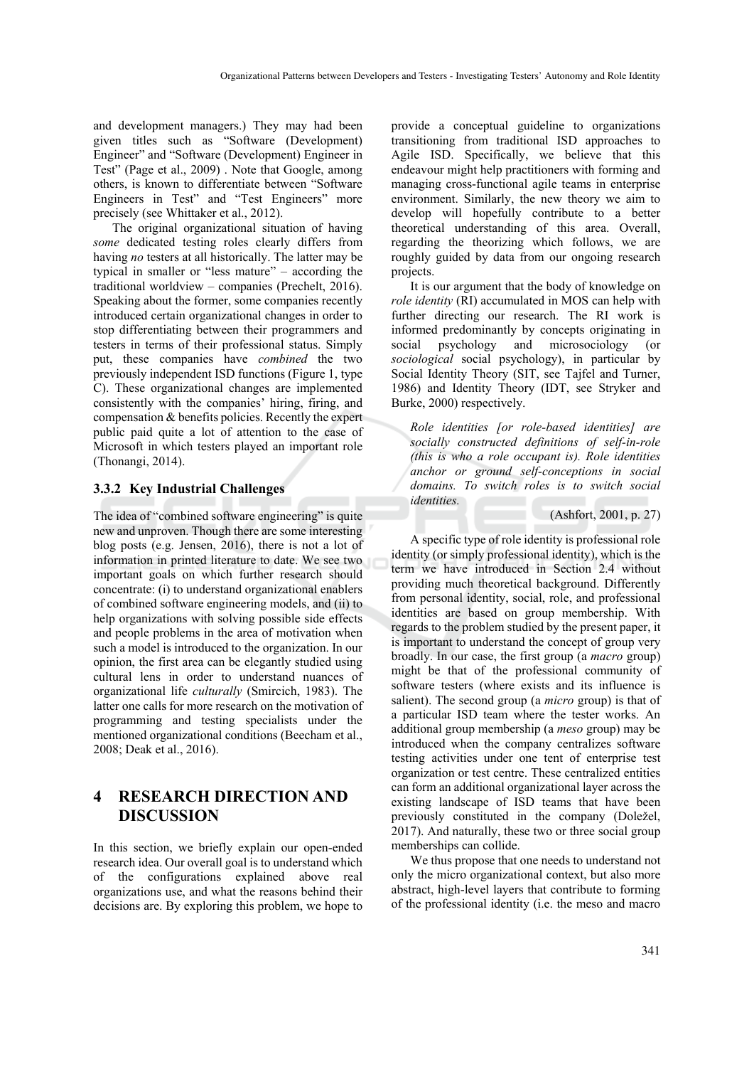and development managers.) They may had been given titles such as "Software (Development) Engineer" and "Software (Development) Engineer in Test" (Page et al., 2009) . Note that Google, among others, is known to differentiate between "Software Engineers in Test" and "Test Engineers" more precisely (see Whittaker et al., 2012).

The original organizational situation of having *some* dedicated testing roles clearly differs from having *no* testers at all historically. The latter may be typical in smaller or "less mature" – according the traditional worldview – companies (Prechelt, 2016). Speaking about the former, some companies recently introduced certain organizational changes in order to stop differentiating between their programmers and testers in terms of their professional status. Simply put, these companies have *combined* the two previously independent ISD functions (Figure 1, type C). These organizational changes are implemented consistently with the companies' hiring, firing, and compensation & benefits policies. Recently the expert public paid quite a lot of attention to the case of Microsoft in which testers played an important role (Thonangi, 2014).

### 3.3.2 Key Industrial Challenges

The idea of "combined software engineering" is quite new and unproven. Though there are some interesting blog posts (e.g. Jensen, 2016), there is not a lot of information in printed literature to date. We see two important goals on which further research should concentrate: (i) to understand organizational enablers of combined software engineering models, and (ii) to help organizations with solving possible side effects and people problems in the area of motivation when such a model is introduced to the organization. In our opinion, the first area can be elegantly studied using cultural lens in order to understand nuances of organizational life *culturally* (Smircich, 1983). The latter one calls for more research on the motivation of programming and testing specialists under the mentioned organizational conditions (Beecham et al., 2008; Deak et al., 2016).

## 4 RESEARCH DIRECTION AND DISCUSSION

In this section, we briefly explain our open-ended research idea. Our overall goal is to understand which of the configurations explained above real organizations use, and what the reasons behind their decisions are. By exploring this problem, we hope to provide a conceptual guideline to organizations transitioning from traditional ISD approaches to Agile ISD. Specifically, we believe that this endeavour might help practitioners with forming and managing cross-functional agile teams in enterprise environment. Similarly, the new theory we aim to develop will hopefully contribute to a better theoretical understanding of this area. Overall, regarding the theorizing which follows, we are roughly guided by data from our ongoing research projects.

It is our argument that the body of knowledge on *role identity* (RI) accumulated in MOS can help with further directing our research. The RI work is informed predominantly by concepts originating in social psychology and microsociology (or *sociological* social psychology), in particular by Social Identity Theory (SIT, see Tajfel and Turner, 1986) and Identity Theory (IDT, see Stryker and Burke, 2000) respectively.

> *Role identities [or role-based identities] are socially constructed definitions of self-in-role (this is who a role occupant is). Role identities anchor or ground self-conceptions in social domains. To switch roles is to switch social identities.*
>
> (Ashfort, 2001, p. 27)

A specific type of role identity is professional role identity (or simply professional identity), which is the term we have introduced in Section 2.4 without providing much theoretical background. Differently from personal identity, social, role, and professional identities are based on group membership. With regards to the problem studied by the present paper, it is important to understand the concept of group very broadly. In our case, the first group (a *macro* group) might be that of the professional community of software testers (where exists and its influence is salient). The second group (a *micro* group) is that of a particular ISD team where the tester works. An additional group membership (a *meso* group) may be introduced when the company centralizes software testing activities under one tent of enterprise test organization or test centre. These centralized entities can form an additional organizational layer across the existing landscape of ISD teams that have been previously constituted in the company (Doležel, 2017). And naturally, these two or three social group memberships can collide.

We thus propose that one needs to understand not only the micro organizational context, but also more abstract, high-level layers that contribute to forming of the professional identity (i.e. the meso and macro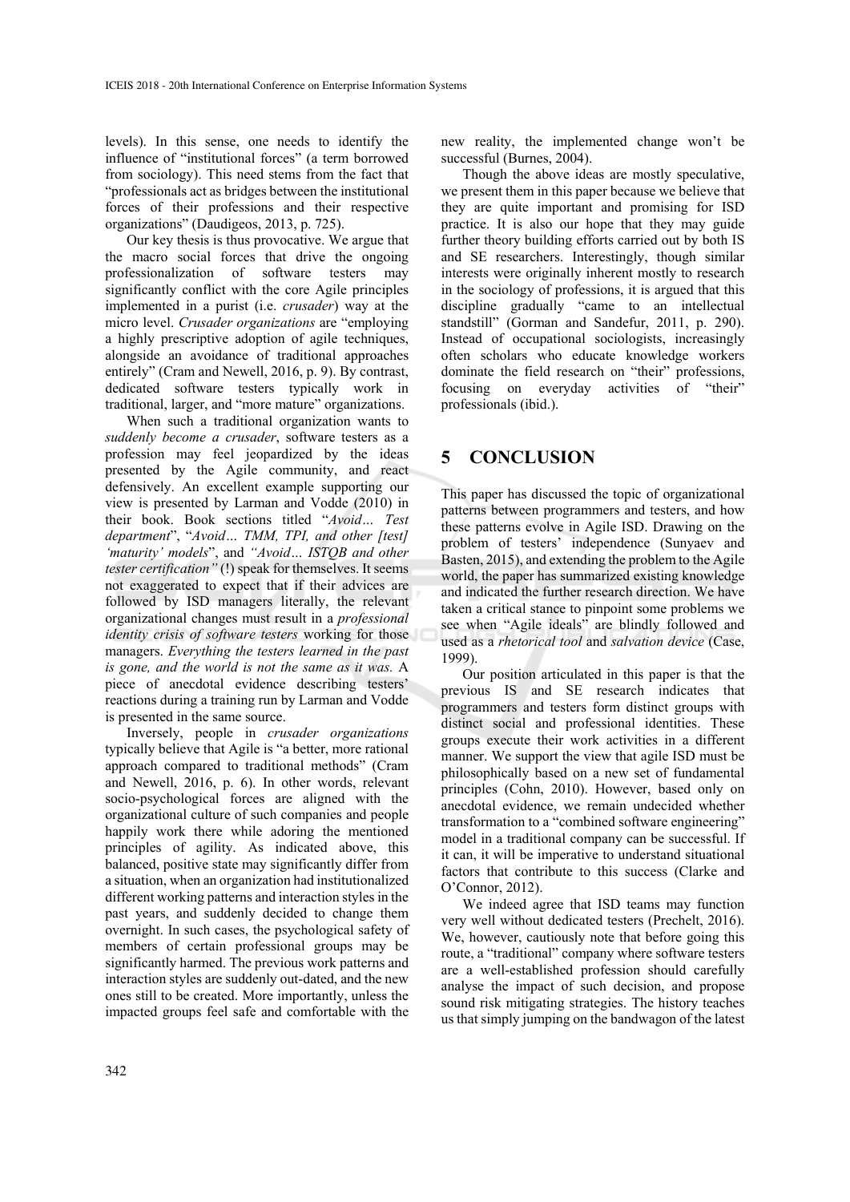levels). In this sense, one needs to identify the influence of "institutional forces" (a term borrowed from sociology). This need stems from the fact that "professionals act as bridges between the institutional forces of their professions and their respective organizations" (Daudigeos, 2013, p. 725).

Our key thesis is thus provocative. We argue that the macro social forces that drive the ongoing professionalization of software testers may significantly conflict with the core Agile principles implemented in a purist (i.e. *crusader*) way at the micro level. *Crusader organizations* are "employing a highly prescriptive adoption of agile techniques, alongside an avoidance of traditional approaches entirely" (Cram and Newell, 2016, p. 9). By contrast, dedicated software testers typically work in traditional, larger, and "more mature" organizations.

When such a traditional organization wants to *suddenly become a crusader*, software testers as a profession may feel jeopardized by the ideas presented by the Agile community, and react defensively. An excellent example supporting our view is presented by Larman and Vodde (2010) in their book. Book sections titled "*Avoid… Test department*", "*Avoid… TMM, TPI, and other [test] 'maturity' models*", and *"Avoid… ISTQB and other tester certification"* (!) speak for themselves. It seems not exaggerated to expect that if their advices are followed by ISD managers literally, the relevant organizational changes must result in a *professional identity crisis of software testers* working for those managers. *Everything the testers learned in the past is gone, and the world is not the same as it was.* A piece of anecdotal evidence describing testers' reactions during a training run by Larman and Vodde is presented in the same source.

Inversely, people in *crusader organizations* typically believe that Agile is "a better, more rational approach compared to traditional methods" (Cram and Newell, 2016, p. 6). In other words, relevant socio-psychological forces are aligned with the organizational culture of such companies and people happily work there while adoring the mentioned principles of agility. As indicated above, this balanced, positive state may significantly differ from a situation, when an organization had institutionalized different working patterns and interaction styles in the past years, and suddenly decided to change them overnight. In such cases, the psychological safety of members of certain professional groups may be significantly harmed. The previous work patterns and interaction styles are suddenly out-dated, and the new ones still to be created. More importantly, unless the impacted groups feel safe and comfortable with the new reality, the implemented change won't be successful (Burnes, 2004).

Though the above ideas are mostly speculative, we present them in this paper because we believe that they are quite important and promising for ISD practice. It is also our hope that they may guide further theory building efforts carried out by both IS and SE researchers. Interestingly, though similar interests were originally inherent mostly to research in the sociology of professions, it is argued that this discipline gradually "came to an intellectual standstill" (Gorman and Sandefur, 2011, p. 290). Instead of occupational sociologists, increasingly often scholars who educate knowledge workers dominate the field research on "their" professions, focusing on everyday activities of "their" professionals (ibid.).

## 5 CONCLUSION

This paper has discussed the topic of organizational patterns between programmers and testers, and how these patterns evolve in Agile ISD. Drawing on the problem of testers' independence (Sunyaev and Basten, 2015), and extending the problem to the Agile world, the paper has summarized existing knowledge and indicated the further research direction. We have taken a critical stance to pinpoint some problems we see when "Agile ideals" are blindly followed and used as a *rhetorical tool* and *salvation device* (Case, 1999).

Our position articulated in this paper is that the previous IS and SE research indicates that programmers and testers form distinct groups with distinct social and professional identities. These groups execute their work activities in a different manner. We support the view that agile ISD must be philosophically based on a new set of fundamental principles (Cohn, 2010). However, based only on anecdotal evidence, we remain undecided whether transformation to a "combined software engineering" model in a traditional company can be successful. If it can, it will be imperative to understand situational factors that contribute to this success (Clarke and O'Connor, 2012).

We indeed agree that ISD teams may function very well without dedicated testers (Prechelt, 2016). We, however, cautiously note that before going this route, a "traditional" company where software testers are a well-established profession should carefully analyse the impact of such decision, and propose sound risk mitigating strategies. The history teaches us that simply jumping on the bandwagon of the latest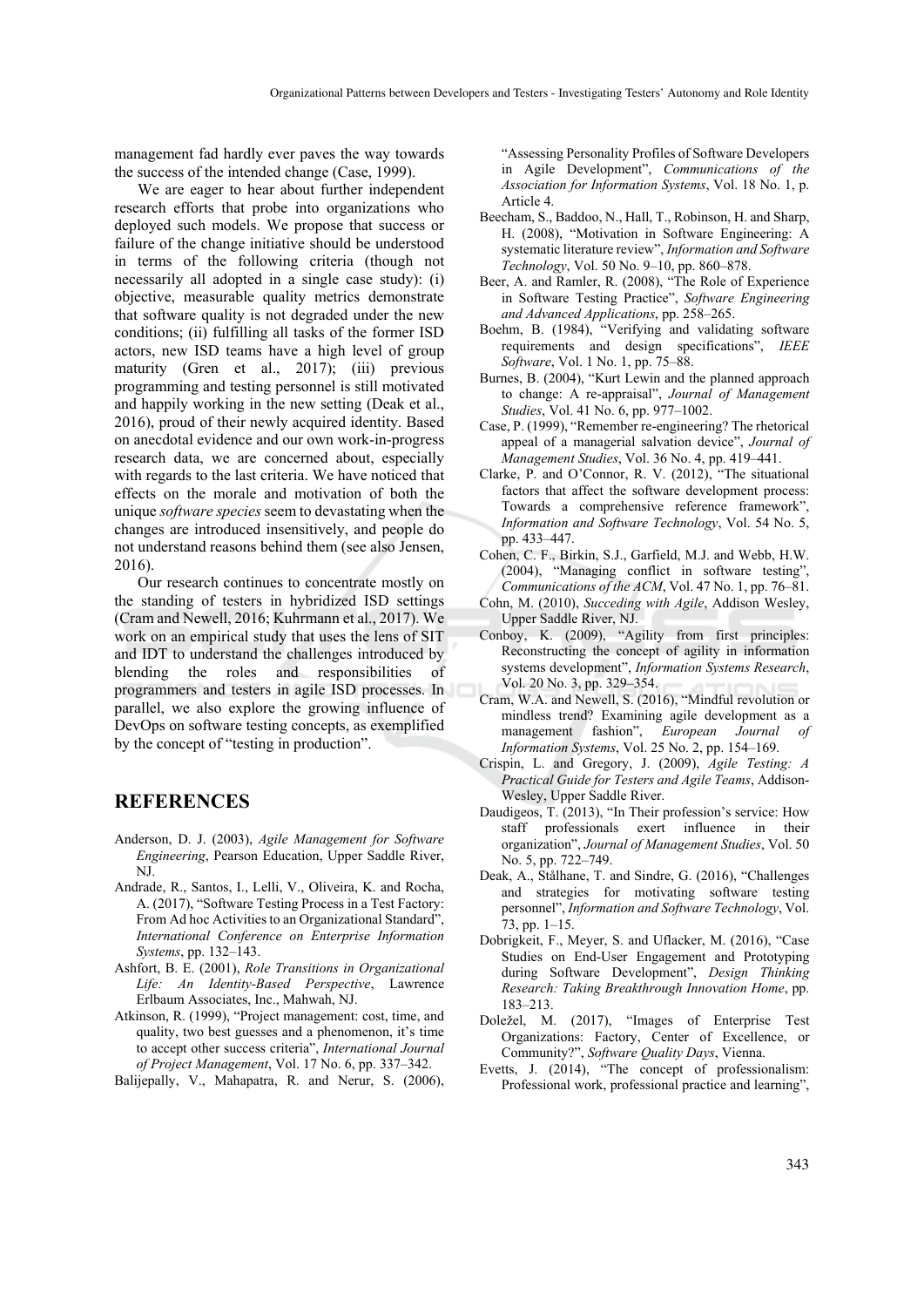management fad hardly ever paves the way towards the success of the intended change (Case, 1999).

We are eager to hear about further independent research efforts that probe into organizations who deployed such models. We propose that success or failure of the change initiative should be understood in terms of the following criteria (though not necessarily all adopted in a single case study): (i) objective, measurable quality metrics demonstrate that software quality is not degraded under the new conditions; (ii) fulfilling all tasks of the former ISD actors, new ISD teams have a high level of group maturity (Gren et al., 2017); (iii) previous programming and testing personnel is still motivated and happily working in the new setting (Deak et al., 2016), proud of their newly acquired identity. Based on anecdotal evidence and our own work-in-progress research data, we are concerned about, especially with regards to the last criteria. We have noticed that effects on the morale and motivation of both the unique *software species* seem to devastating when the changes are introduced insensitively, and people do not understand reasons behind them (see also Jensen, 2016).

Our research continues to concentrate mostly on the standing of testers in hybridized ISD settings (Cram and Newell, 2016; Kuhrmann et al., 2017). We work on an empirical study that uses the lens of SIT and IDT to understand the challenges introduced by blending the roles and responsibilities of programmers and testers in agile ISD processes. In parallel, we also explore the growing influence of DevOps on software testing concepts, as exemplified by the concept of "testing in production".

## REFERENCES

Anderson, D. J. (2003), *Agile Management for Software Engineering*, Pearson Education, Upper Saddle River, NJ.

Andrade, R., Santos, I., Lelli, V., Oliveira, K. and Rocha, A. (2017), "Software Testing Process in a Test Factory: From Ad hoc Activities to an Organizational Standard", *International Conference on Enterprise Information Systems*, pp. 132–143.

Ashfort, B. E. (2001), *Role Transitions in Organizational Life: An Identity-Based Perspective*, Lawrence Erlbaum Associates, Inc., Mahwah, NJ.

Atkinson, R. (1999), "Project management: cost, time, and quality, two best guesses and a phenomenon, it's time to accept other success criteria", *International Journal of Project Management*, Vol. 17 No. 6, pp. 337–342.

Balijepally, V., Mahapatra, R. and Nerur, S. (2006), "Assessing Personality Profiles of Software Developers in Agile Development", *Communications of the Association for Information Systems*, Vol. 18 No. 1, p. Article 4.

Beecham, S., Baddoo, N., Hall, T., Robinson, H. and Sharp, H. (2008), "Motivation in Software Engineering: A systematic literature review", *Information and Software Technology*, Vol. 50 No. 9–10, pp. 860–878.

Beer, A. and Ramler, R. (2008), "The Role of Experience in Software Testing Practice", *Software Engineering and Advanced Applications*, pp. 258–265.

Boehm, B. (1984), "Verifying and validating software requirements and design specifications", *IEEE Software*, Vol. 1 No. 1, pp. 75–88.

Burnes, B. (2004), "Kurt Lewin and the planned approach to change: A re-appraisal", *Journal of Management Studies*, Vol. 41 No. 6, pp. 977–1002.

Case, P. (1999), "Remember re-engineering? The rhetorical appeal of a managerial salvation device", *Journal of Management Studies*, Vol. 36 No. 4, pp. 419–441.

Clarke, P. and O'Connor, R. V. (2012), "The situational factors that affect the software development process: Towards a comprehensive reference framework", *Information and Software Technology*, Vol. 54 No. 5, pp. 433–447.

Cohen, C. F., Birkin, S.J., Garfield, M.J. and Webb, H.W. (2004), "Managing conflict in software testing", *Communications of the ACM*, Vol. 47 No. 1, pp. 76–81.

Cohn, M. (2010), *Succeding with Agile*, Addison Wesley, Upper Saddle River, NJ.

Conboy, K. (2009), "Agility from first principles: Reconstructing the concept of agility in information systems development", *Information Systems Research*, Vol. 20 No. 3, pp. 329–354.

Cram, W.A. and Newell, S. (2016), "Mindful revolution or mindless trend? Examining agile development as a management fashion", *European Journal of Information Systems*, Vol. 25 No. 2, pp. 154–169.

Crispin, L. and Gregory, J. (2009), *Agile Testing: A Practical Guide for Testers and Agile Teams*, Addison-Wesley, Upper Saddle River.

Daudigeos, T. (2013), "In Their profession's service: How staff professionals exert influence in their organization", *Journal of Management Studies*, Vol. 50 No. 5, pp. 722–749.

Deak, A., Stålhane, T. and Sindre, G. (2016), "Challenges and strategies for motivating software testing personnel", *Information and Software Technology*, Vol. 73, pp. 1–15.

Dobrigkeit, F., Meyer, S. and Uflacker, M. (2016), "Case Studies on End-User Engagement and Prototyping during Software Development", *Design Thinking Research: Taking Breakthrough Innovation Home*, pp. 183–213.

Doležel, M. (2017), "Images of Enterprise Test Organizations: Factory, Center of Excellence, or Community?", *Software Quality Days*, Vienna.

Evetts, J. (2014), "The concept of professionalism: Professional work, professional practice and learning",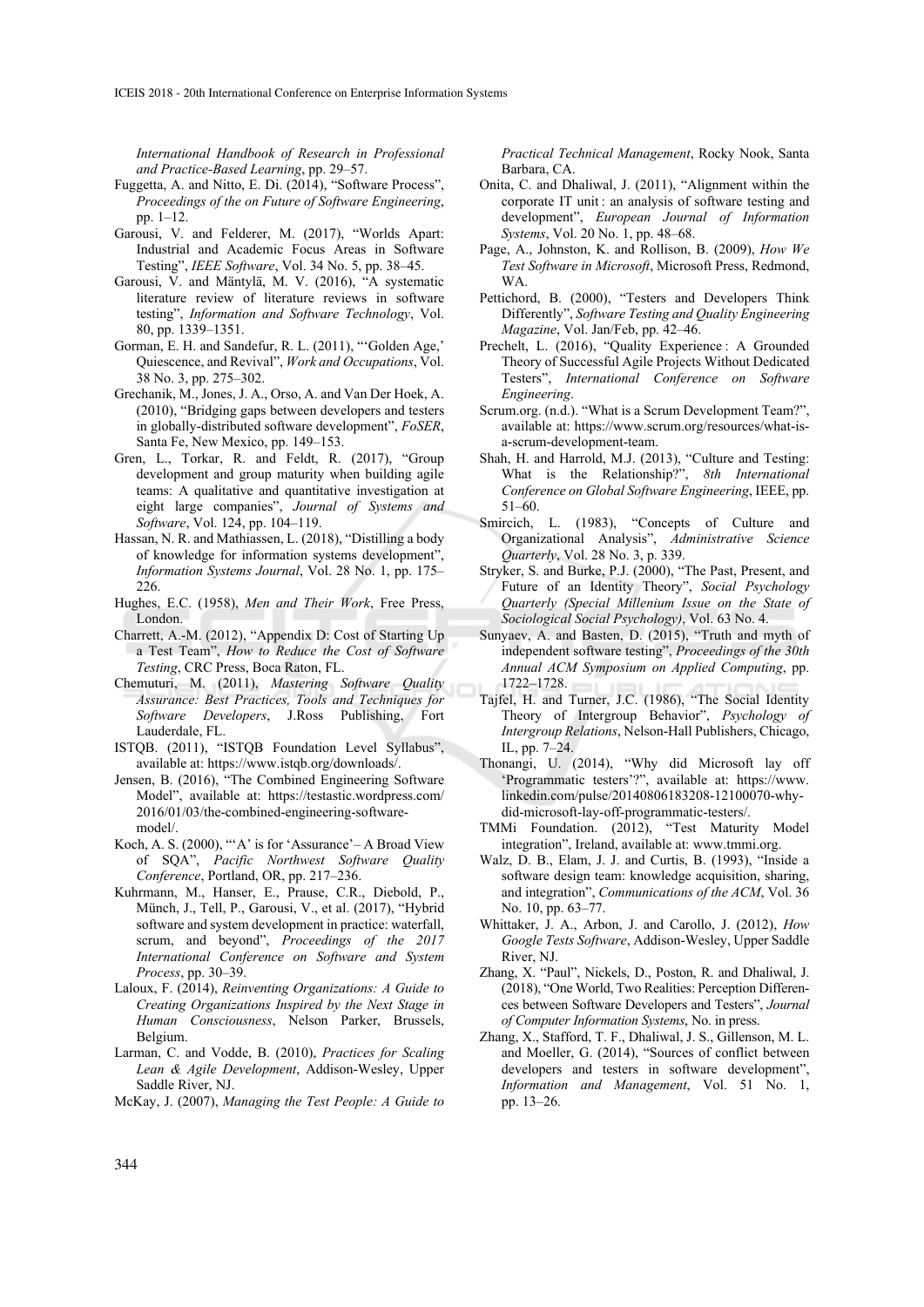*International Handbook of Research in Professional and Practice-Based Learning*, pp. 29–57.

Fuggetta, A. and Nitto, E. Di. (2014), "Software Process", *Proceedings of the on Future of Software Engineering*, pp. 1–12.

Garousi, V. and Felderer, M. (2017), "Worlds Apart: Industrial and Academic Focus Areas in Software Testing", *IEEE Software*, Vol. 34 No. 5, pp. 38–45.

Garousi, V. and Mäntylä, M. V. (2016), "A systematic literature review of literature reviews in software testing", *Information and Software Technology*, Vol. 80, pp. 1339–1351.

Gorman, E. H. and Sandefur, R. L. (2011), "'Golden Age,' Quiescence, and Revival", *Work and Occupations*, Vol. 38 No. 3, pp. 275–302.

Grechanik, M., Jones, J. A., Orso, A. and Van Der Hoek, A. (2010), "Bridging gaps between developers and testers in globally-distributed software development", *FoSER*, Santa Fe, New Mexico, pp. 149–153.

Gren, L., Torkar, R. and Feldt, R. (2017), "Group development and group maturity when building agile teams: A qualitative and quantitative investigation at eight large companies", *Journal of Systems and Software*, Vol. 124, pp. 104–119.

Hassan, N. R. and Mathiassen, L. (2018), "Distilling a body of knowledge for information systems development", *Information Systems Journal*, Vol. 28 No. 1, pp. 175–226.

Hughes, E.C. (1958), *Men and Their Work*, Free Press, London.

Charrett, A.-M. (2012), "Appendix D: Cost of Starting Up a Test Team", *How to Reduce the Cost of Software Testing*, CRC Press, Boca Raton, FL.

Chemuturi, M. (2011), *Mastering Software Quality Assurance: Best Practices, Tools and Techniques for Software Developers*, J.Ross Publishing, Fort Lauderdale, FL.

ISTQB. (2011), "ISTQB Foundation Level Syllabus", available at: https://www.istqb.org/downloads/.

Jensen, B. (2016), "The Combined Engineering Software Model", available at: https://testastic.wordpress.com/2016/01/03/the-combined-engineering-software-model/.

Koch, A. S. (2000), "'A' is for 'Assurance'– A Broad View of SQA", *Pacific Northwest Software Quality Conference*, Portland, OR, pp. 217–236.

Kuhrmann, M., Hanser, E., Prause, C.R., Diebold, P., Münch, J., Tell, P., Garousi, V., et al. (2017), "Hybrid software and system development in practice: waterfall, scrum, and beyond", *Proceedings of the 2017 International Conference on Software and System Process*, pp. 30–39.

Laloux, F. (2014), *Reinventing Organizations: A Guide to Creating Organizations Inspired by the Next Stage in Human Consciousness*, Nelson Parker, Brussels, Belgium.

Larman, C. and Vodde, B. (2010), *Practices for Scaling Lean & Agile Development*, Addison-Wesley, Upper Saddle River, NJ.

McKay, J. (2007), *Managing the Test People: A Guide to Practical Technical Management*, Rocky Nook, Santa Barbara, CA.

Onita, C. and Dhaliwal, J. (2011), "Alignment within the corporate IT unit : an analysis of software testing and development", *European Journal of Information Systems*, Vol. 20 No. 1, pp. 48–68.

Page, A., Johnston, K. and Rollison, B. (2009), *How We Test Software in Microsoft*, Microsoft Press, Redmond, WA.

Pettichord, B. (2000), "Testers and Developers Think Differently", *Software Testing and Quality Engineering Magazine*, Vol. Jan/Feb, pp. 42–46.

Prechelt, L. (2016), "Quality Experience : A Grounded Theory of Successful Agile Projects Without Dedicated Testers", *International Conference on Software Engineering*.

Scrum.org. (n.d.). "What is a Scrum Development Team?", available at: https://www.scrum.org/resources/what-is-a-scrum-development-team.

Shah, H. and Harrold, M.J. (2013), "Culture and Testing: What is the Relationship?", *8th International Conference on Global Software Engineering*, IEEE, pp. 51–60.

Smircich, L. (1983), "Concepts of Culture and Organizational Analysis", *Administrative Science Quarterly*, Vol. 28 No. 3, p. 339.

Stryker, S. and Burke, P.J. (2000), "The Past, Present, and Future of an Identity Theory", *Social Psychology Quarterly (Special Millenium Issue on the State of Sociological Social Psychology)*, Vol. 63 No. 4.

Sunyaev, A. and Basten, D. (2015), "Truth and myth of independent software testing", *Proceedings of the 30th Annual ACM Symposium on Applied Computing*, pp. 1722–1728.

Tajfel, H. and Turner, J.C. (1986), "The Social Identity Theory of Intergroup Behavior", *Psychology of Intergroup Relations*, Nelson-Hall Publishers, Chicago, IL, pp. 7–24.

Thonangi, U. (2014), "Why did Microsoft lay off 'Programmatic testers'?", available at: https://www.linkedin.com/pulse/20140806183208-12100070-why-did-microsoft-lay-off-programmatic-testers/.

TMMi Foundation. (2012), "Test Maturity Model integration", Ireland, available at: www.tmmi.org.

Walz, D. B., Elam, J. J. and Curtis, B. (1993), "Inside a software design team: knowledge acquisition, sharing, and integration", *Communications of the ACM*, Vol. 36 No. 10, pp. 63–77.

Whittaker, J. A., Arbon, J. and Carollo, J. (2012), *How Google Tests Software*, Addison-Wesley, Upper Saddle River, NJ.

Zhang, X. "Paul", Nickels, D., Poston, R. and Dhaliwal, J. (2018), "One World, Two Realities: Perception Differences between Software Developers and Testers", *Journal of Computer Information Systems*, No. in press.

Zhang, X., Stafford, T. F., Dhaliwal, J. S., Gillenson, M. L. and Moeller, G. (2014), "Sources of conflict between developers and testers in software development", *Information and Management*, Vol. 51 No. 1, pp. 13–26.